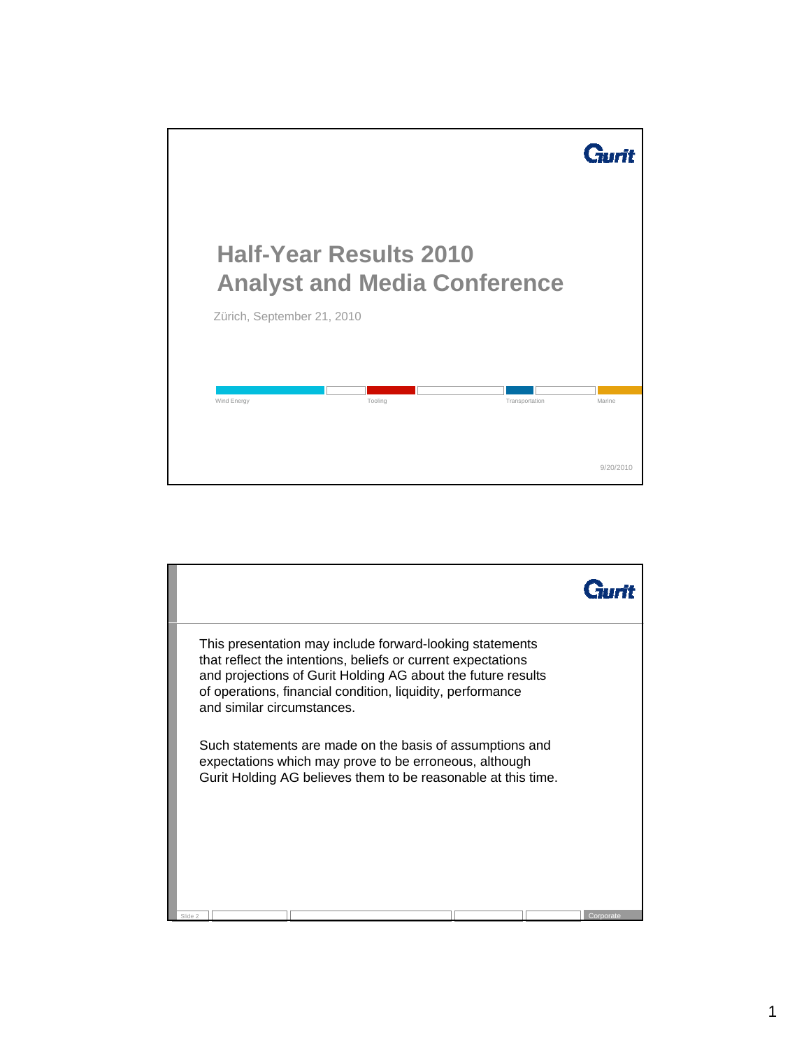# Half-Year Results 2010
# Analyst and Media Conference

Zürich, September 21, 2010

Wind Energy | Tooling | Transportation | Marine

9/20/2010

---

This presentation may include forward-looking statements that reflect the intentions, beliefs or current expectations and projections of Gurit Holding AG about the future results of operations, financial condition, liquidity, performance and similar circumstances.

Such statements are made on the basis of assumptions and expectations which may prove to be erroneous, although Gurit Holding AG believes them to be reasonable at this time.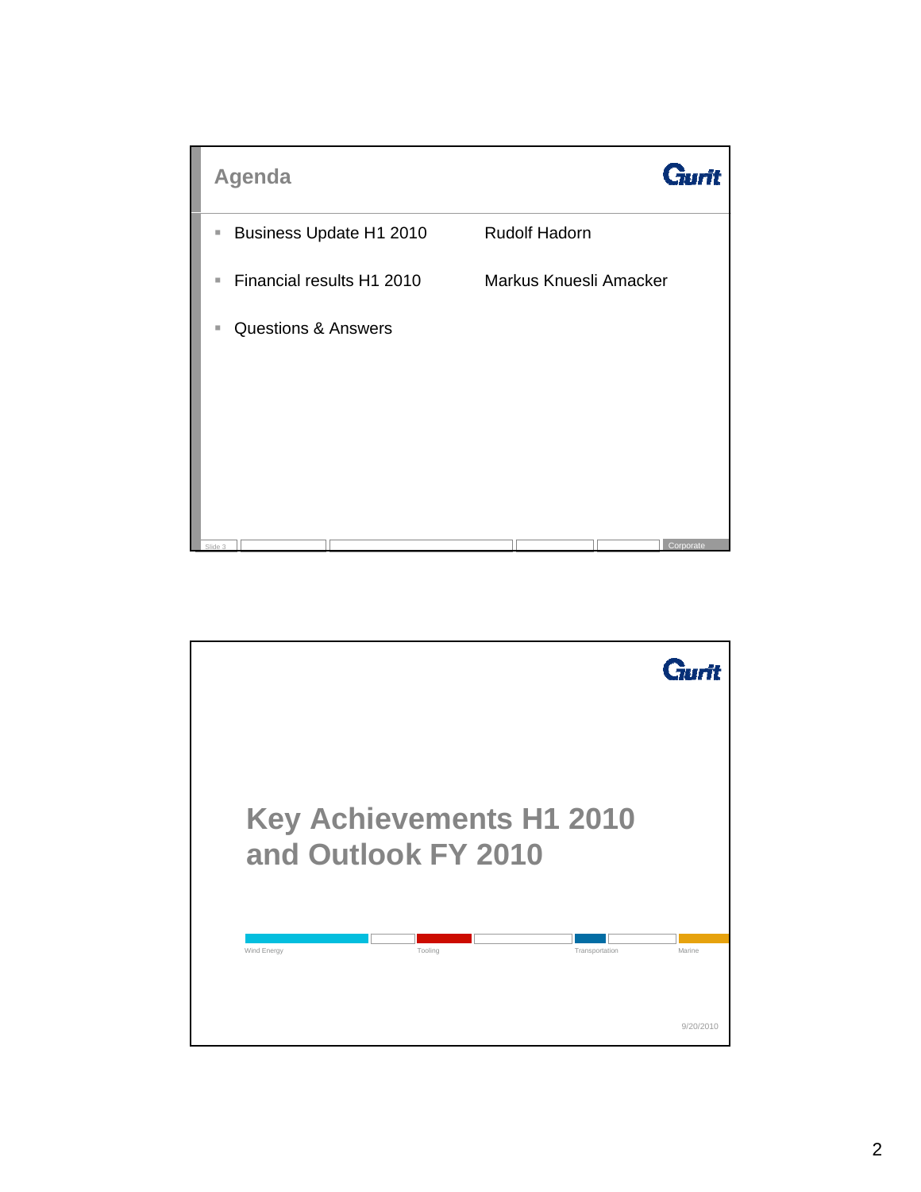## Agenda

- Business Update H1 2010 — Rudolf Hadorn
- Financial results H1 2010 — Markus Knuesli Amacker
- Questions & Answers

## Key Achievements H1 2010 and Outlook FY 2010

Wind Energy | Tooling | Transportation | Marine

9/20/2010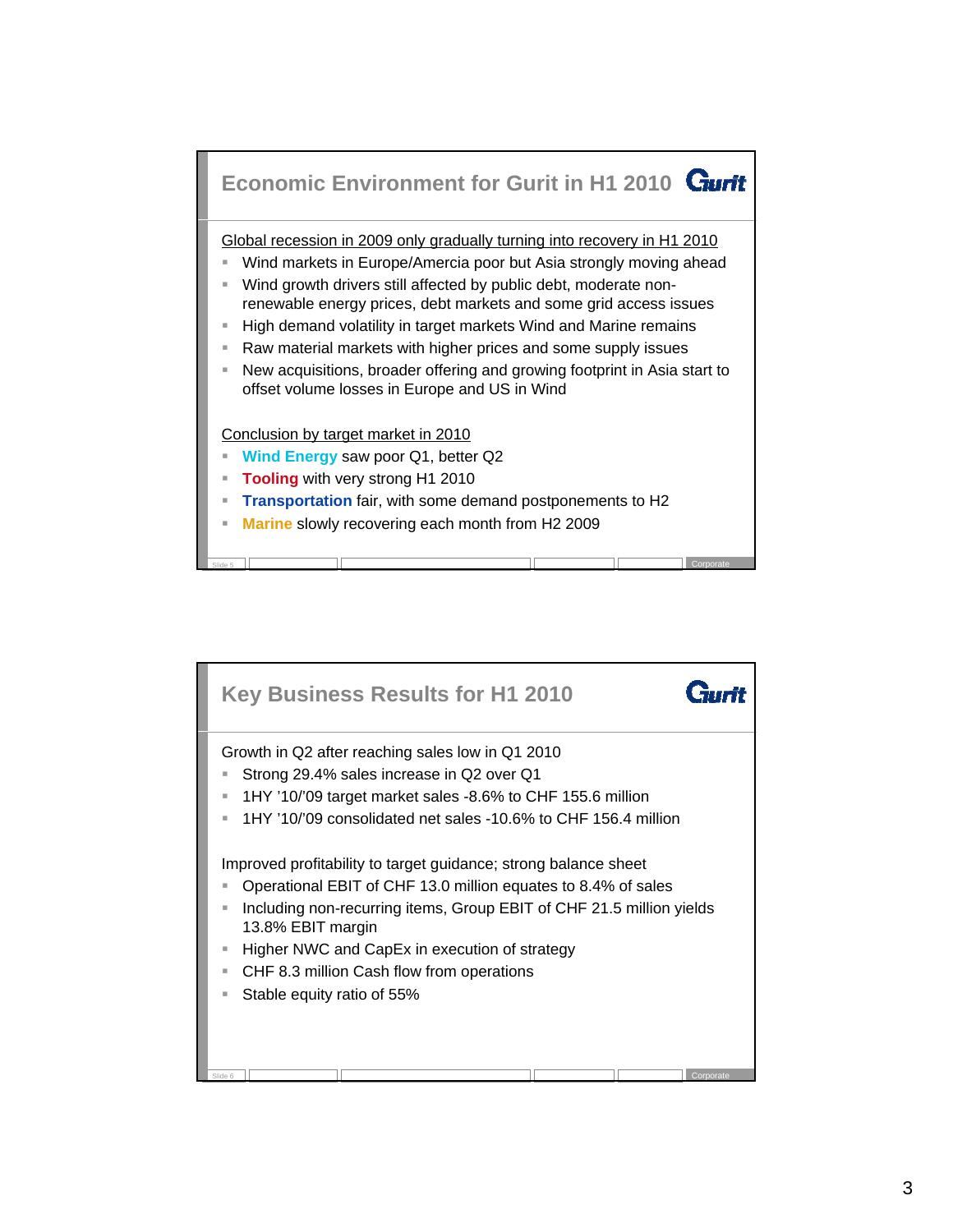## Economic Environment for Gurit in H1 2010

Global recession in 2009 only gradually turning into recovery in H1 2010

- Wind markets in Europe/Amercia poor but Asia strongly moving ahead
- Wind growth drivers still affected by public debt, moderate non-renewable energy prices, debt markets and some grid access issues
- High demand volatility in target markets Wind and Marine remains
- Raw material markets with higher prices and some supply issues
- New acquisitions, broader offering and growing footprint in Asia start to offset volume losses in Europe and US in Wind

Conclusion by target market in 2010

- **Wind Energy** saw poor Q1, better Q2
- **Tooling** with very strong H1 2010
- **Transportation** fair, with some demand postponements to H2
- **Marine** slowly recovering each month from H2 2009

## Key Business Results for H1 2010

Growth in Q2 after reaching sales low in Q1 2010

- Strong 29.4% sales increase in Q2 over Q1
- 1HY '10/'09 target market sales -8.6% to CHF 155.6 million
- 1HY '10/'09 consolidated net sales -10.6% to CHF 156.4 million

Improved profitability to target guidance; strong balance sheet

- Operational EBIT of CHF 13.0 million equates to 8.4% of sales
- Including non-recurring items, Group EBIT of CHF 21.5 million yields 13.8% EBIT margin
- Higher NWC and CapEx in execution of strategy
- CHF 8.3 million Cash flow from operations
- Stable equity ratio of 55%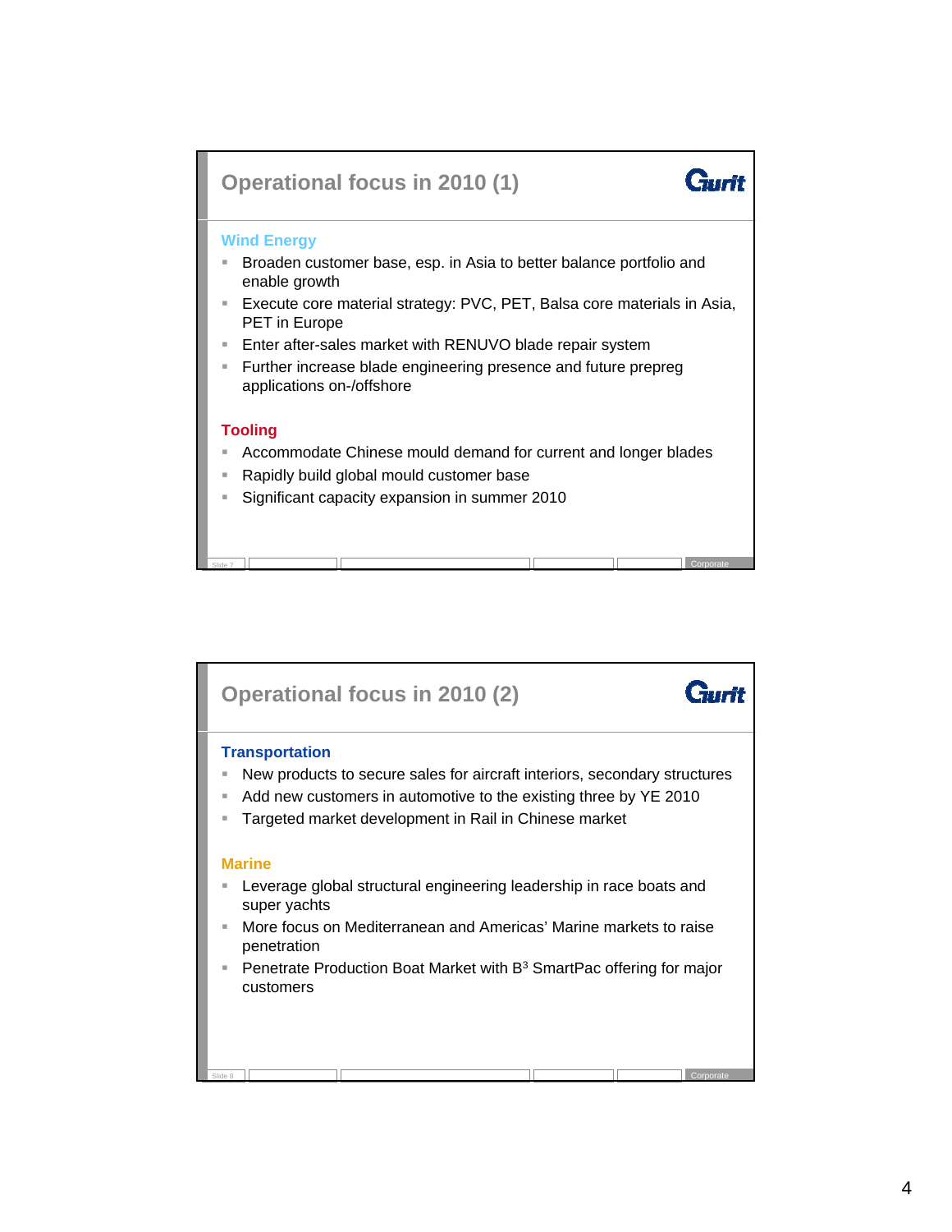## Operational focus in 2010 (1)

Gurit

### Wind Energy

- Broaden customer base, esp. in Asia to better balance portfolio and enable growth
- Execute core material strategy: PVC, PET, Balsa core materials in Asia, PET in Europe
- Enter after-sales market with RENUVO blade repair system
- Further increase blade engineering presence and future prepreg applications on-/offshore

### Tooling

- Accommodate Chinese mould demand for current and longer blades
- Rapidly build global mould customer base
- Significant capacity expansion in summer 2010

Slide 7 | Corporate

## Operational focus in 2010 (2)

Gurit

### Transportation

- New products to secure sales for aircraft interiors, secondary structures
- Add new customers in automotive to the existing three by YE 2010
- Targeted market development in Rail in Chinese market

### Marine

- Leverage global structural engineering leadership in race boats and super yachts
- More focus on Mediterranean and Americas' Marine markets to raise penetration
- Penetrate Production Boat Market with $B^3$ SmartPac offering for major customers

Slide 8 | Corporate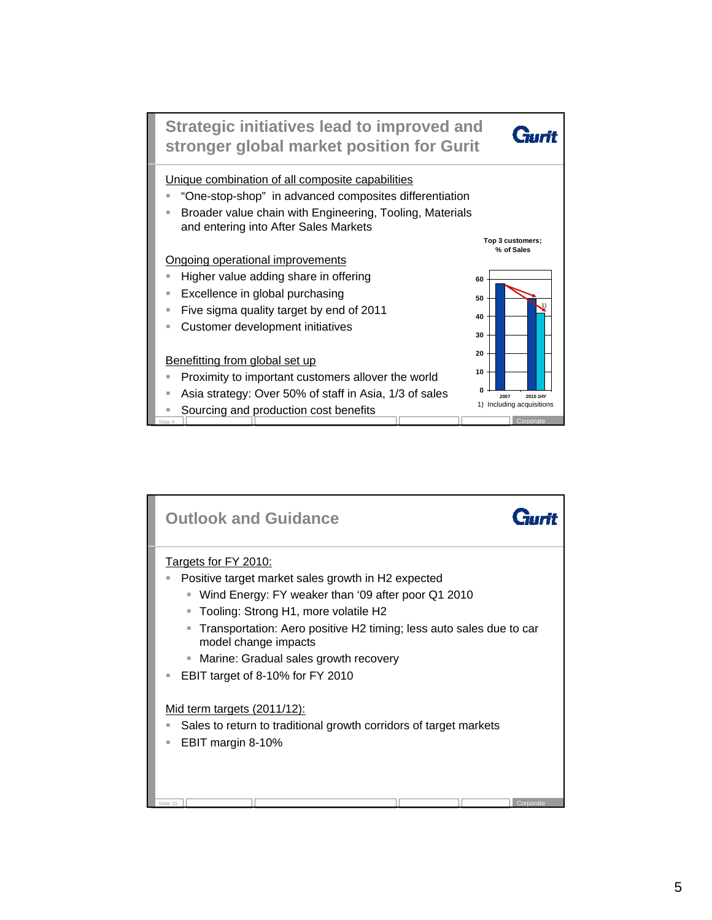## Strategic initiatives lead to improved and stronger global market position for Gurit

Unique combination of all composite capabilities

- "One-stop-shop" in advanced composites differentiation
- Broader value chain with Engineering, Tooling, Materials and entering into After Sales Markets

Ongoing operational improvements

- Higher value adding share in offering
- Excellence in global purchasing
- Five sigma quality target by end of 2011
- Customer development initiatives

Benefitting from global set up

- Proximity to important customers allover the world
- Asia strategy: Over 50% of staff in Asia, 1/3 of sales
- Sourcing and production cost benefits

Top 3 customers; % of Sales

| | 2007 | 2010 1HY | 2010 1HY [1] |
|---|---|---|---|
| % of Sales | ~57 | ~50 | ~42 |

1) Including acquisitions

## Outlook and Guidance

Targets for FY 2010:

- Positive target market sales growth in H2 expected
  - Wind Energy: FY weaker than '09 after poor Q1 2010
  - Tooling: Strong H1, more volatile H2
  - Transportation: Aero positive H2 timing; less auto sales due to car model change impacts
  - Marine: Gradual sales growth recovery
- EBIT target of 8-10% for FY 2010

Mid term targets (2011/12):

- Sales to return to traditional growth corridors of target markets
- EBIT margin 8-10%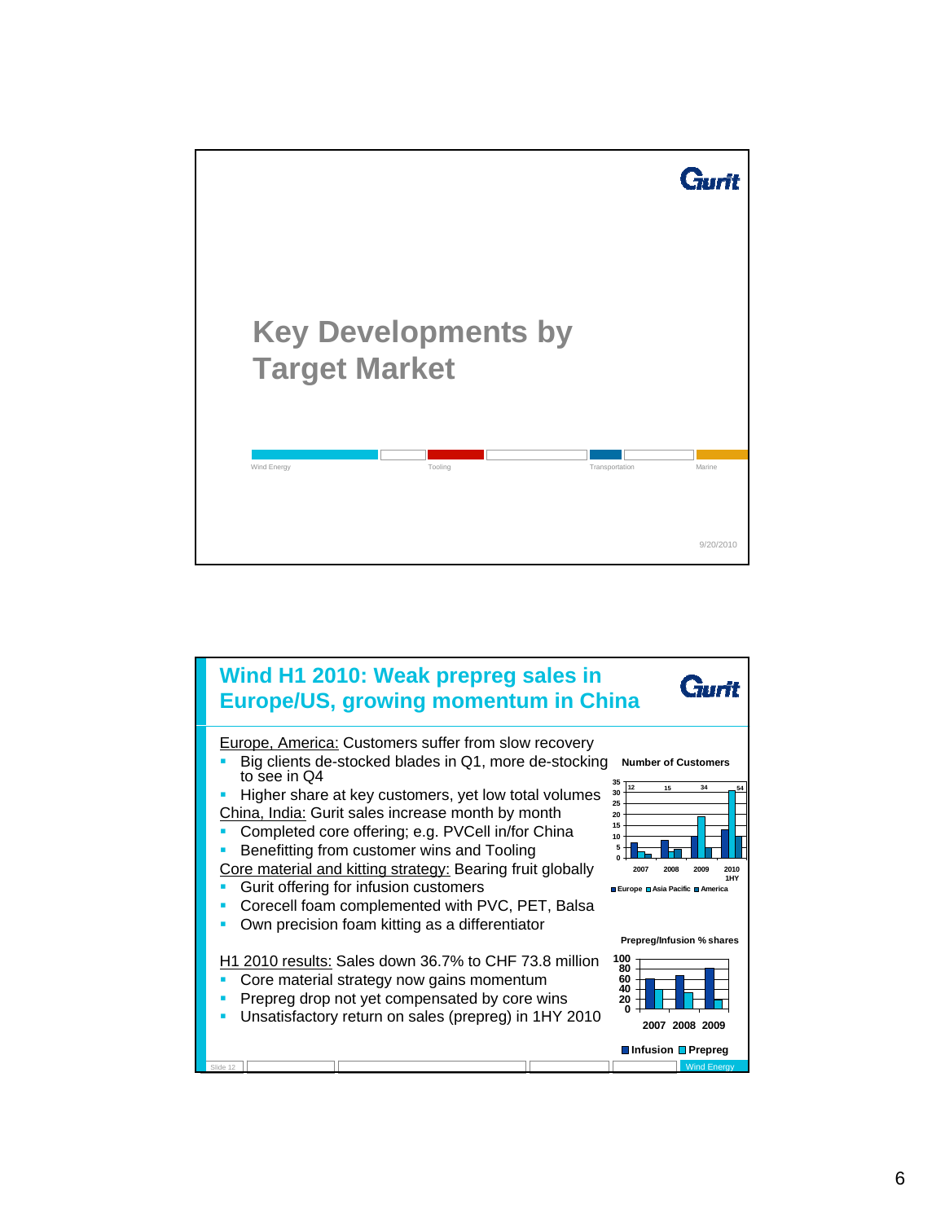## Key Developments by Target Market

Wind Energy | Tooling | Transportation | Marine

9/20/2010

---

## Wind H1 2010: Weak prepreg sales in Europe/US, growing momentum in China

Europe, America: Customers suffer from slow recovery

- Big clients de-stocked blades in Q1, more de-stocking to see in Q4
- Higher share at key customers, yet low total volumes

China, India: Gurit sales increase month by month

- Completed core offering; e.g. PVCell in/for China
- Benefitting from customer wins and Tooling

Core material and kitting strategy: Bearing fruit globally

- Gurit offering for infusion customers
- Corecell foam complemented with PVC, PET, Balsa
- Own precision foam kitting as a differentiator

H1 2010 results: Sales down 36.7% to CHF 73.8 million

- Core material strategy now gains momentum
- Prepreg drop not yet compensated by core wins
- Unsatisfactory return on sales (prepreg) in 1HY 2010

**Number of Customers**

| | 2007 | 2008 | 2009 | 2010 1HY |
|---|---|---|---|---|
| Total | 12 | 15 | 34 | 54 |

Legend: Europe, Asia Pacific, America

**Prepreg/Infusion % shares**

Years: 2007, 2008, 2009

Legend: Infusion, Prepreg

Wind Energy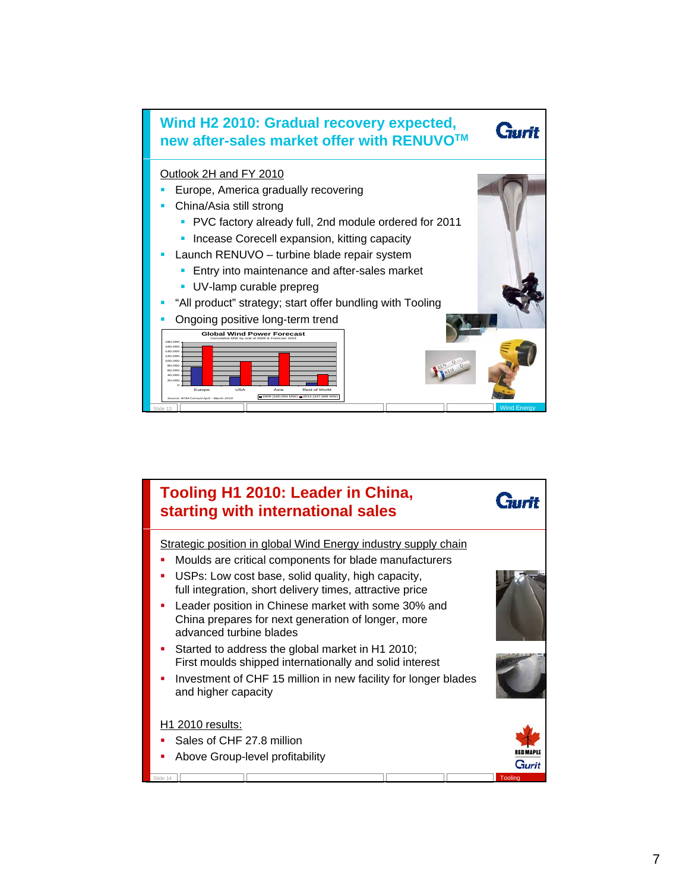## Wind H2 2010: Gradual recovery expected, new after-sales market offer with RENUVO™

Gurit

Outlook 2H and FY 2010

- Europe, America gradually recovering
- China/Asia still strong
  - PVC factory already full, 2nd module ordered for 2011
  - Incease Corecell expansion, kitting capacity
- Launch RENUVO – turbine blade repair system
  - Entry into maintenance and after-sales market
  - UV-lamp curable prepreg
- "All product" strategy; start offer bundling with Tooling
- Ongoing positive long-term trend

**Global Wind Power Forecast**
Cumulative MW by end of 2009 & Forecast 2014

Europe, USA, Asia, Rest of World

2009 (160,084 MW) / 2014 (447,888 MW)

Source: BTM Consult ApS - March 2010

Wind Energy

## Tooling H1 2010: Leader in China, starting with international sales

Gurit

Strategic position in global Wind Energy industry supply chain

- Moulds are critical components for blade manufacturers
- USPs: Low cost base, solid quality, high capacity, full integration, short delivery times, attractive price
- Leader position in Chinese market with some 30% and China prepares for next generation of longer, more advanced turbine blades
- Started to address the global market in H1 2010; First moulds shipped internationally and solid interest
- Investment of CHF 15 million in new facility for longer blades and higher capacity

H1 2010 results:

- Sales of CHF 27.8 million
- Above Group-level profitability

RED MAPLE Gurit

Tooling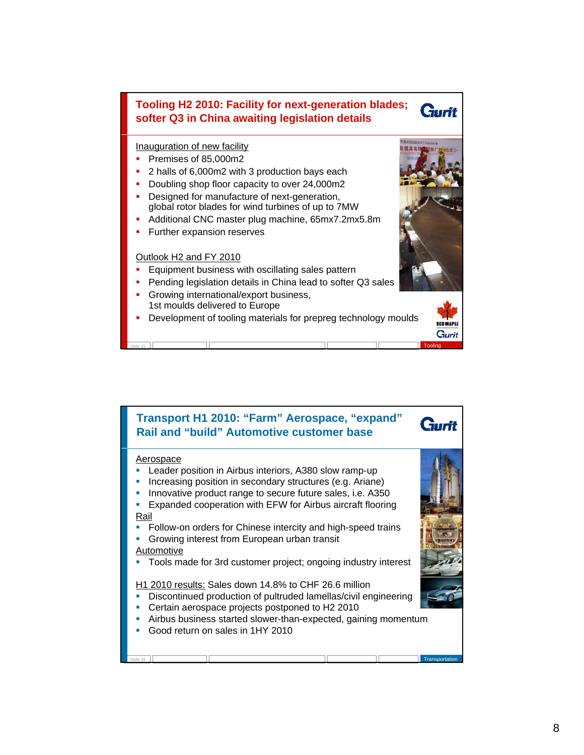## Tooling H2 2010: Facility for next-generation blades; softer Q3 in China awaiting legislation details

Inauguration of new facility

- Premises of 85,000m2
- 2 halls of 6,000m2 with 3 production bays each
- Doubling shop floor capacity to over 24,000m2
- Designed for manufacture of next-generation, global rotor blades for wind turbines of up to 7MW
- Additional CNC master plug machine, 65mx7.2mx5.8m
- Further expansion reserves

Outlook H2 and FY 2010

- Equipment business with oscillating sales pattern
- Pending legislation details in China lead to softer Q3 sales
- Growing international/export business, 1st moulds delivered to Europe
- Development of tooling materials for prepreg technology moulds

Slide 15 | Tooling

## Transport H1 2010: "Farm" Aerospace, "expand" Rail and "build" Automotive customer base

Aerospace

- Leader position in Airbus interiors, A380 slow ramp-up
- Increasing position in secondary structures (e.g. Ariane)
- Innovative product range to secure future sales, i.e. A350
- Expanded cooperation with EFW for Airbus aircraft flooring

Rail

- Follow-on orders for Chinese intercity and high-speed trains
- Growing interest from European urban transit

Automotive

- Tools made for 3rd customer project; ongoing industry interest

H1 2010 results: Sales down 14.8% to CHF 26.6 million

- Discontinued production of pultruded lamellas/civil engineering
- Certain aerospace projects postponed to H2 2010
- Airbus business started slower-than-expected, gaining momentum
- Good return on sales in 1HY 2010

Slide 16 | Transportation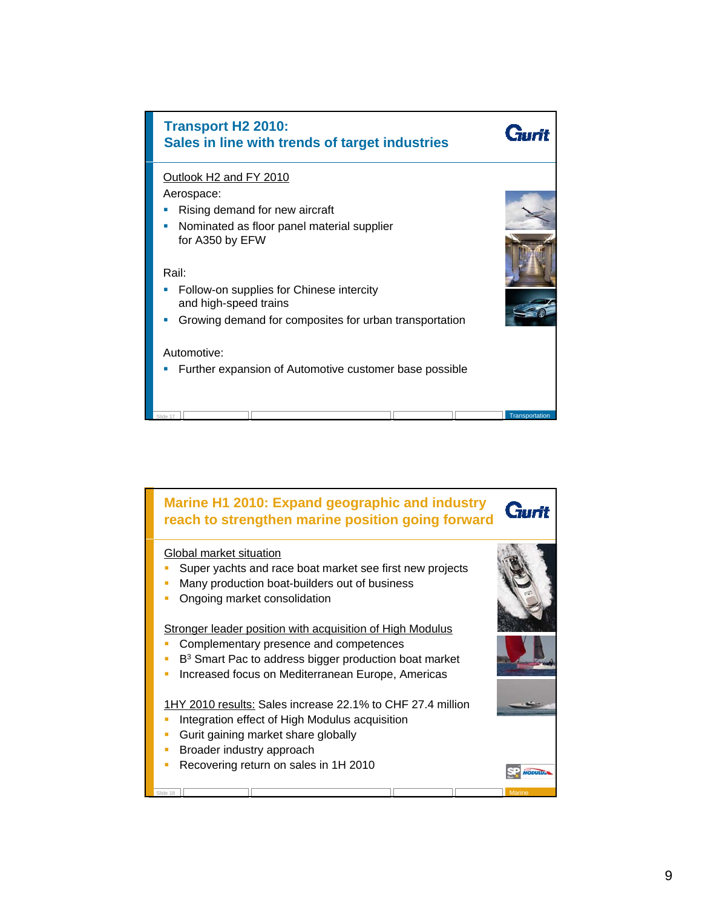## Transport H2 2010: Sales in line with trends of target industries

Outlook H2 and FY 2010

Aerospace:

- Rising demand for new aircraft
- Nominated as floor panel material supplier for A350 by EFW

Rail:

- Follow-on supplies for Chinese intercity and high-speed trains
- Growing demand for composites for urban transportation

Automotive:

- Further expansion of Automotive customer base possible

## Marine H1 2010: Expand geographic and industry reach to strengthen marine position going forward

Global market situation

- Super yachts and race boat market see first new projects
- Many production boat-builders out of business
- Ongoing market consolidation

Stronger leader position with acquisition of High Modulus

- Complementary presence and competences
- B³ Smart Pac to address bigger production boat market
- Increased focus on Mediterranean Europe, Americas

1HY 2010 results: Sales increase 22.1% to CHF 27.4 million

- Integration effect of High Modulus acquisition
- Gurit gaining market share globally
- Broader industry approach
- Recovering return on sales in 1H 2010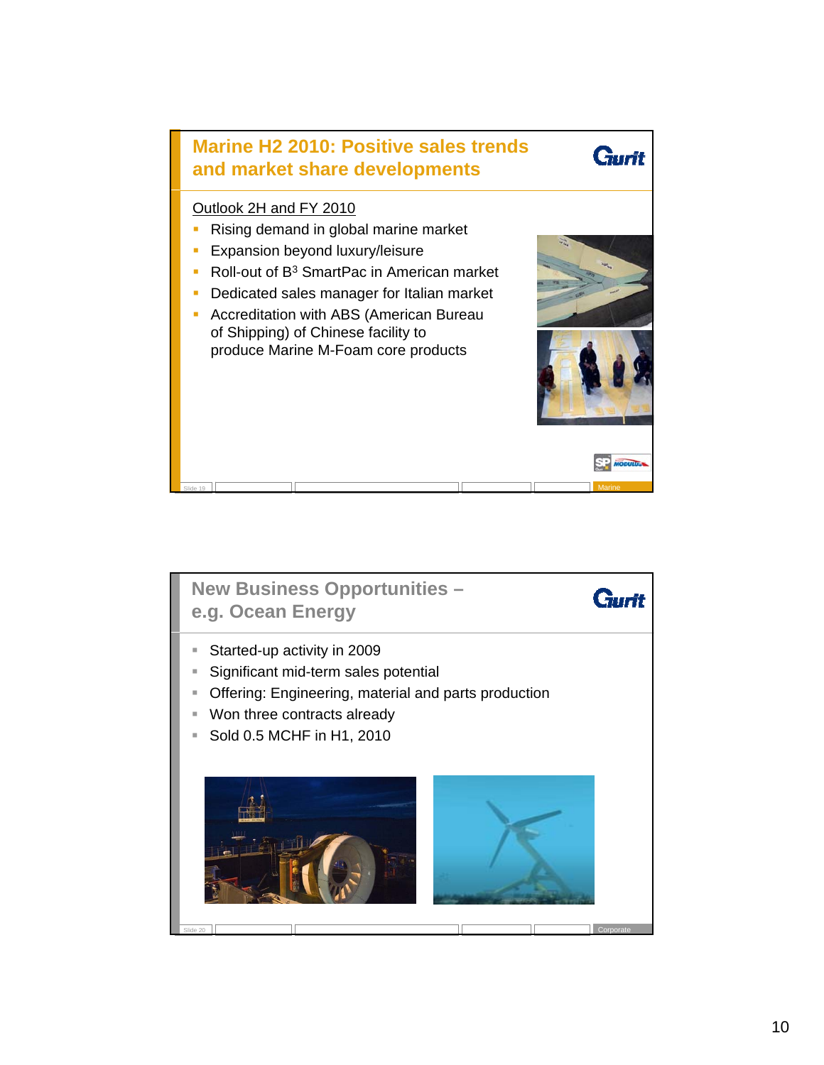## Marine H2 2010: Positive sales trends and market share developments

Outlook 2H and FY 2010

- Rising demand in global marine market
- Expansion beyond luxury/leisure
- Roll-out of $B^3$ SmartPac in American market
- Dedicated sales manager for Italian market
- Accreditation with ABS (American Bureau of Shipping) of Chinese facility to produce Marine M-Foam core products

## New Business Opportunities – e.g. Ocean Energy

- Started-up activity in 2009
- Significant mid-term sales potential
- Offering: Engineering, material and parts production
- Won three contracts already
- Sold 0.5 MCHF in H1, 2010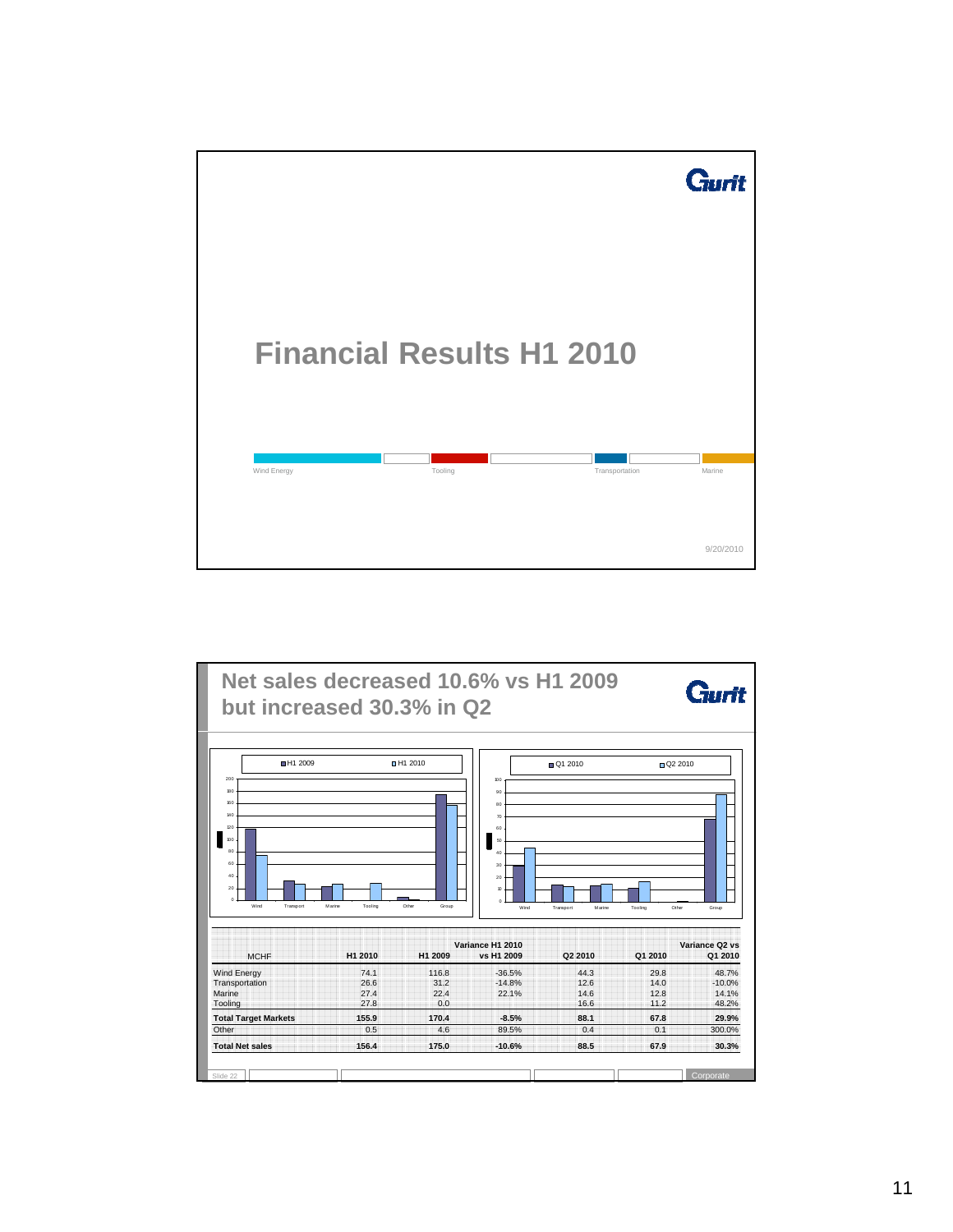# Financial Results H1 2010

Wind Energy | Tooling | Transportation | Marine

9/20/2010

## Net sales decreased 10.6% vs H1 2009 but increased 30.3% in Q2

| MCHF | H1 2010 | H1 2009 | Variance H1 2010 vs H1 2009 | Q2 2010 | Q1 2010 | Variance Q2 vs Q1 2010 |
|---|---|---|---|---|---|---|
| Wind Energy | 74.1 | 116.8 | -36.5% | 44.3 | 29.8 | 48.7% |
| Transportation | 26.6 | 31.2 | -14.8% | 12.6 | 14.0 | -10.0% |
| Marine | 27.4 | 22.4 | 22.1% | 14.6 | 12.8 | 14.1% |
| Tooling | 27.8 | 0.0 | | 16.6 | 11.2 | 48.2% |
| **Total Target Markets** | **155.9** | **170.4** | **-8.5%** | **88.1** | **67.8** | **29.9%** |
| Other | 0.5 | 4.6 | 89.5% | 0.4 | 0.1 | 300.0% |
| **Total Net sales** | **156.4** | **175.0** | **-10.6%** | **88.5** | **67.9** | **30.3%** |

Corporate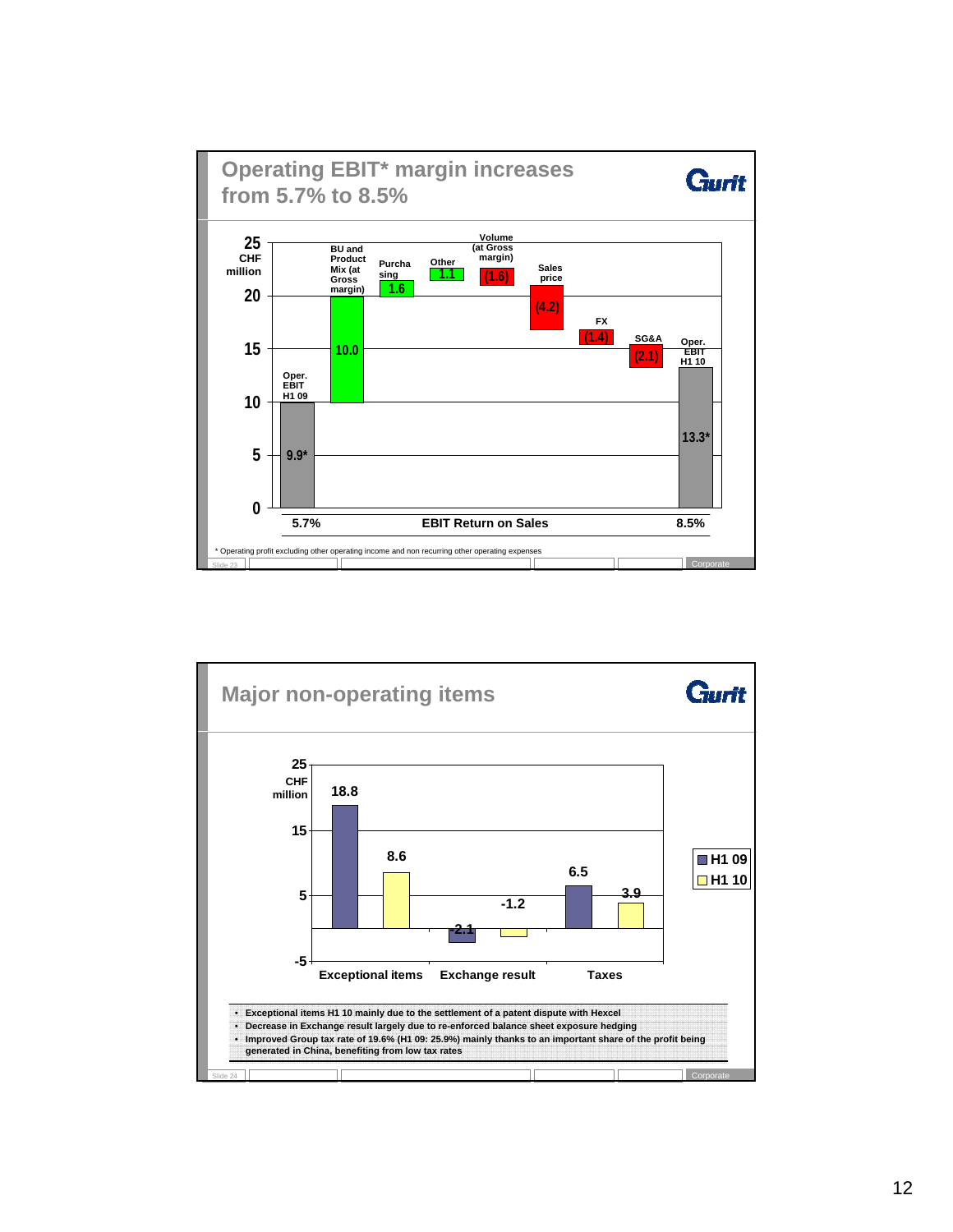## Operating EBIT* margin increases from 5.7% to 8.5%

CHF million

| Item | Value |
| --- | --- |
| Oper. EBIT H1 09 | 9.9* |
| BU and Product Mix (at Gross margin) | 10.0 |
| Purchasing | 1.6 |
| Other | 1.1 |
| Volume (at Gross margin) | (1.6) |
| Sales price | (4.2) |
| FX | (1.4) |
| SG&A | (2.1) |
| Oper. EBIT H1 10 | 13.3* |

EBIT Return on Sales: 5.7% (H1 09) – 8.5% (H1 10)

\* Operating profit excluding other operating income and non recurring other operating expenses

## Major non-operating items

CHF million

| | H1 09 | H1 10 |
| --- | --- | --- |
| Exceptional items | 18.8 | 8.6 |
| Exchange result | -2.1 | -1.2 |
| Taxes | 6.5 | 3.9 |

- Exceptional items H1 10 mainly due to the settlement of a patent dispute with Hexcel
- Decrease in Exchange result largely due to re-enforced balance sheet exposure hedging
- Improved Group tax rate of 19.6% (H1 09: 25.9%) mainly thanks to an important share of the profit being generated in China, benefiting from low tax rates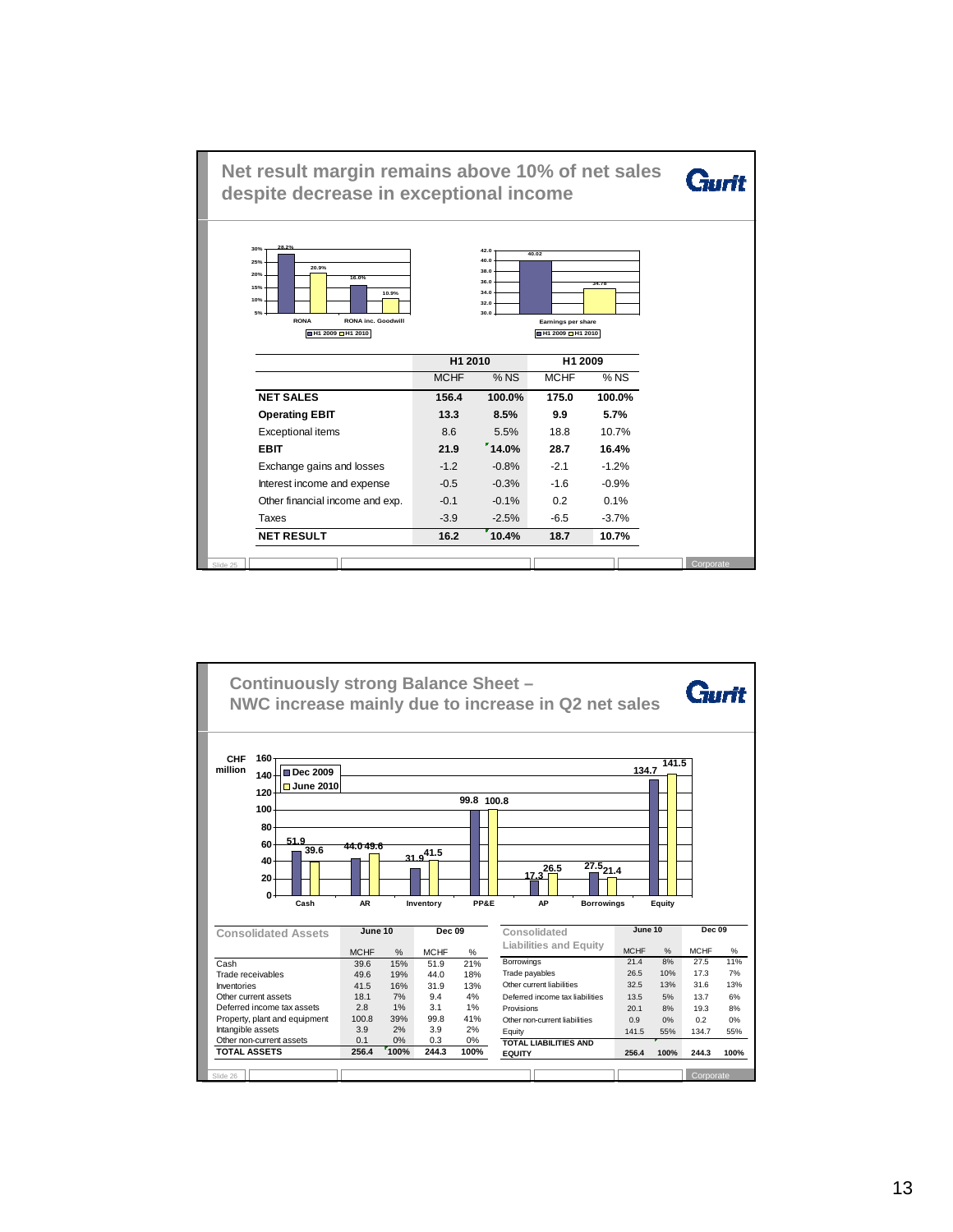## Net result margin remains above 10% of net sales despite decrease in exceptional income

Gurit

| | H1 2010 | | H1 2009 | |
|---|---|---|---|---|
| | MCHF | % NS | MCHF | % NS |
| **NET SALES** | **156.4** | **100.0%** | **175.0** | **100.0%** |
| **Operating EBIT** | **13.3** | **8.5%** | **9.9** | **5.7%** |
| Exceptional items | 8.6 | 5.5% | 18.8 | 10.7% |
| **EBIT** | **21.9** | **14.0%** | **28.7** | **16.4%** |
| Exchange gains and losses | -1.2 | -0.8% | -2.1 | -1.2% |
| Interest income and expense | -0.5 | -0.3% | -1.6 | -0.9% |
| Other financial income and exp. | -0.1 | -0.1% | 0.2 | 0.1% |
| Taxes | -3.9 | -2.5% | -6.5 | -3.7% |
| **NET RESULT** | **16.2** | **10.4%** | **18.7** | **10.7%** |

Slide 25 Corporate

## Continuously strong Balance Sheet – NWC increase mainly due to increase in Q2 net sales

Gurit

| CHF million | Cash | AR | Inventory | PP&E | AP | Borrowings | Equity |
|---|---|---|---|---|---|---|---|
| Dec 2009 | 51.9 | 44.0 | 31.9 | 99.8 | 17.3 | 27.5 | 134.7 |
| June 2010 | 39.6 | 49.6 | 41.5 | 100.8 | 26.5 | 21.4 | 141.5 |

| Consolidated Assets | June 10 | | Dec 09 | |
|---|---|---|---|---|
| | MCHF | % | MCHF | % |
| Cash | 39.6 | 15% | 51.9 | 21% |
| Trade receivables | 49.6 | 19% | 44.0 | 18% |
| Inventories | 41.5 | 16% | 31.9 | 13% |
| Other current assets | 18.1 | 7% | 9.4 | 4% |
| Deferred income tax assets | 2.8 | 1% | 3.1 | 1% |
| Property, plant and equipment | 100.8 | 39% | 99.8 | 41% |
| Intangible assets | 3.9 | 2% | 3.9 | 2% |
| Other non-current assets | 0.1 | 0% | 0.3 | 0% |
| **TOTAL ASSETS** | **256.4** | **100%** | **244.3** | **100%** |

| Consolidated Liabilities and Equity | June 10 | | Dec 09 | |
|---|---|---|---|---|
| | MCHF | % | MCHF | % |
| Borrowings | 21.4 | 8% | 27.5 | 11% |
| Trade payables | 26.5 | 10% | 17.3 | 7% |
| Other current liabilities | 32.5 | 13% | 31.6 | 13% |
| Deferred income tax liabilities | 13.5 | 5% | 13.7 | 6% |
| Provisions | 20.1 | 8% | 19.3 | 8% |
| Other non-current liabilities | 0.9 | 0% | 0.2 | 0% |
| Equity | 141.5 | 55% | 134.7 | 55% |
| **TOTAL LIABILITIES AND EQUITY** | **256.4** | **100%** | **244.3** | **100%** |

Slide 26 Corporate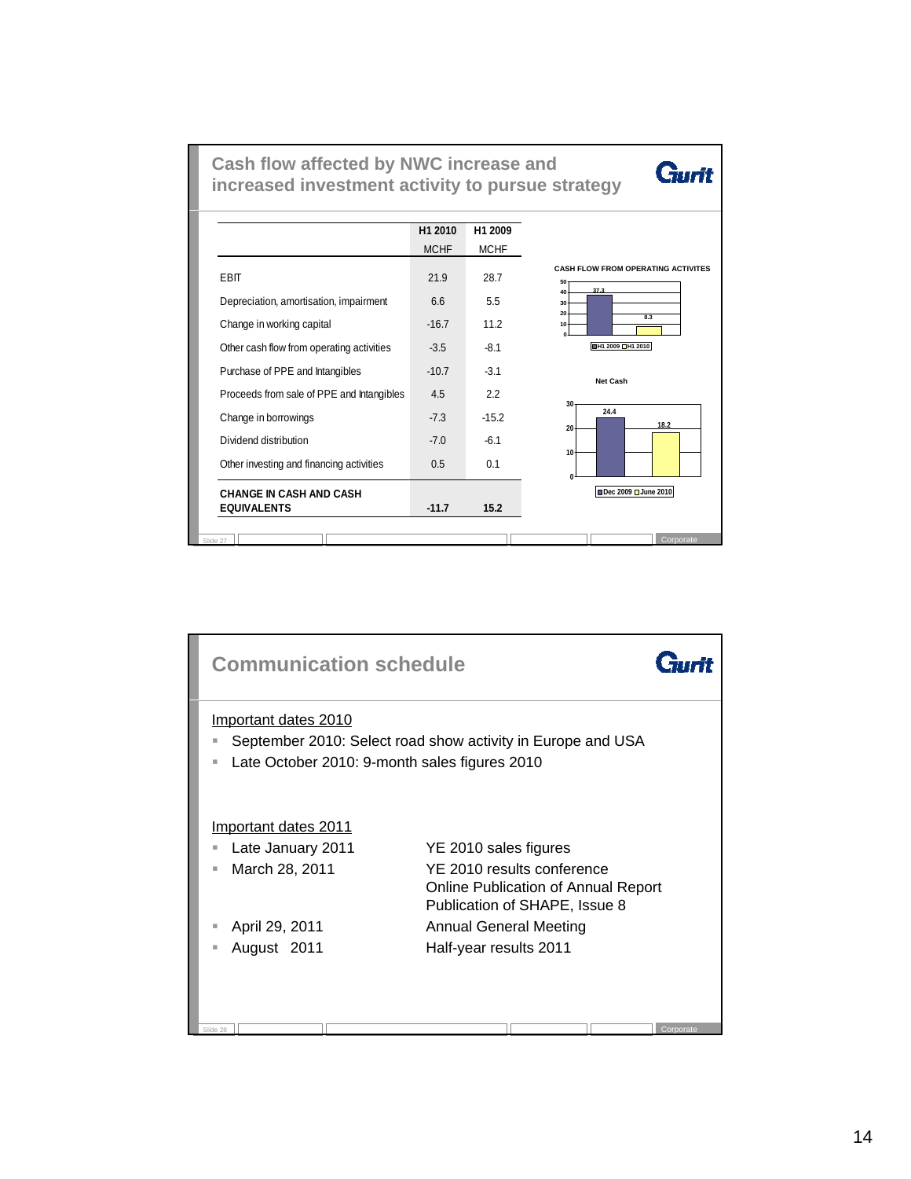## Cash flow affected by NWC increase and increased investment activity to pursue strategy

Gurit

| | H1 2010 MCHF | H1 2009 MCHF |
|---|---|---|
| EBIT | 21.9 | 28.7 |
| Depreciation, amortisation, impairment | 6.6 | 5.5 |
| Change in working capital | -16.7 | 11.2 |
| Other cash flow from operating activities | -3.5 | -8.1 |
| Purchase of PPE and Intangibles | -10.7 | -3.1 |
| Proceeds from sale of PPE and Intangibles | 4.5 | 2.2 |
| Change in borrowings | -7.3 | -15.2 |
| Dividend distribution | -7.0 | -6.1 |
| Other investing and financing activities | 0.5 | 0.1 |
| **CHANGE IN CASH AND CASH EQUIVALENTS** | **-11.7** | **15.2** |

**CASH FLOW FROM OPERATING ACTIVITES**

| | Value |
|---|---|
| H1 2009 | 37.3 |
| H1 2010 | 8.3 |

**Net Cash**

| | Value |
|---|---|
| Dec 2009 | 24.4 |
| June 2010 | 18.2 |

Slide 27 — Corporate

## Communication schedule

Gurit

Important dates 2010

- September 2010: Select road show activity in Europe and USA
- Late October 2010: 9-month sales figures 2010

Important dates 2011

- Late January 2011 — YE 2010 sales figures
- March 28, 2011 — YE 2010 results conference; Online Publication of Annual Report; Publication of SHAPE, Issue 8
- April 29, 2011 — Annual General Meeting
- August 2011 — Half-year results 2011

Slide 28 — Corporate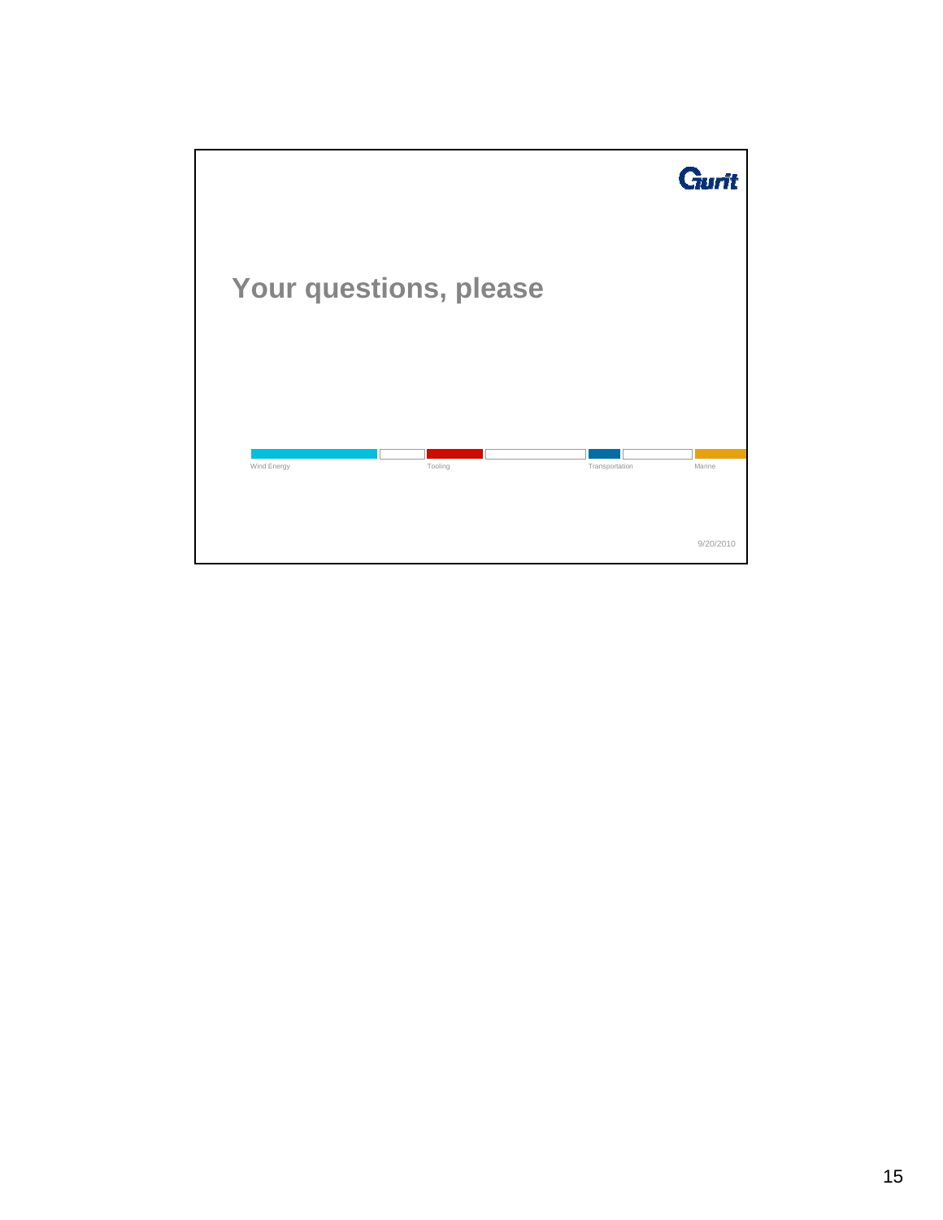Gurit

# Your questions, please

Wind Energy Tooling Transportation Marine

9/20/2010